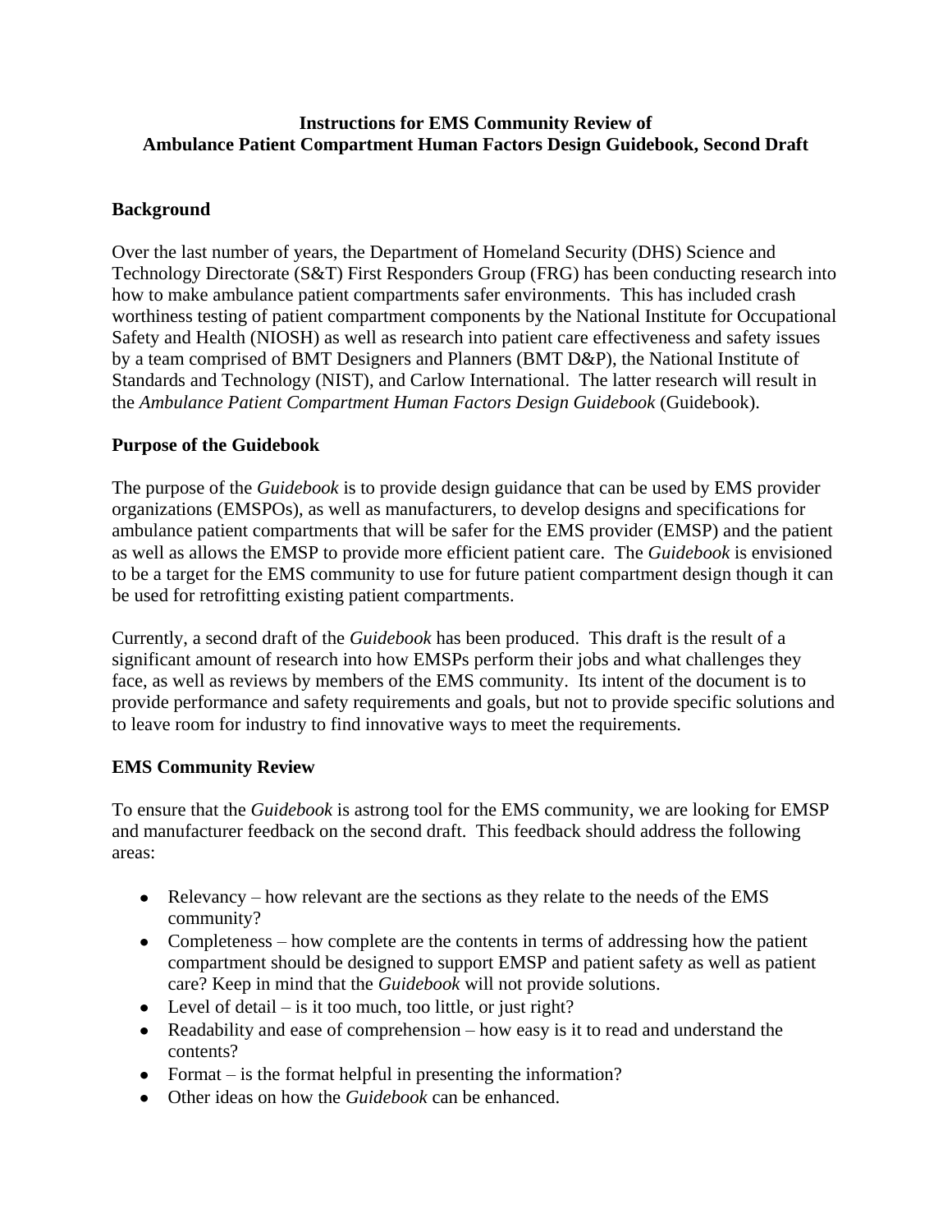# Instructions for EMS Community Review of Ambulance Patient Compartment Human Factors Design Guidebook, Second Draft

## Background

Over the last number of years, the Department of Homeland Security (DHS) Science and Technology Directorate (S&T) First Responders Group (FRG) has been conducting research into how to make ambulance patient compartments safer environments. This has included crash worthiness testing of patient compartment components by the National Institute for Occupational Safety and Health (NIOSH) as well as research into patient care effectiveness and safety issues by a team comprised of BMT Designers and Planners (BMT D&P), the National Institute of Standards and Technology (NIST), and Carlow International. The latter research will result in the *Ambulance Patient Compartment Human Factors Design Guidebook* (Guidebook).

## Purpose of the Guidebook

The purpose of the *Guidebook* is to provide design guidance that can be used by EMS provider organizations (EMSPOs), as well as manufacturers, to develop designs and specifications for ambulance patient compartments that will be safer for the EMS provider (EMSP) and the patient as well as allows the EMSP to provide more efficient patient care. The *Guidebook* is envisioned to be a target for the EMS community to use for future patient compartment design though it can be used for retrofitting existing patient compartments.

Currently, a second draft of the *Guidebook* has been produced. This draft is the result of a significant amount of research into how EMSPs perform their jobs and what challenges they face, as well as reviews by members of the EMS community. Its intent of the document is to provide performance and safety requirements and goals, but not to provide specific solutions and to leave room for industry to find innovative ways to meet the requirements.

## EMS Community Review

To ensure that the *Guidebook* is astrong tool for the EMS community, we are looking for EMSP and manufacturer feedback on the second draft. This feedback should address the following areas:

- Relevancy – how relevant are the sections as they relate to the needs of the EMS community?
- Completeness – how complete are the contents in terms of addressing how the patient compartment should be designed to support EMSP and patient safety as well as patient care? Keep in mind that the *Guidebook* will not provide solutions.
- Level of detail – is it too much, too little, or just right?
- Readability and ease of comprehension – how easy is it to read and understand the contents?
- Format – is the format helpful in presenting the information?
- Other ideas on how the *Guidebook* can be enhanced.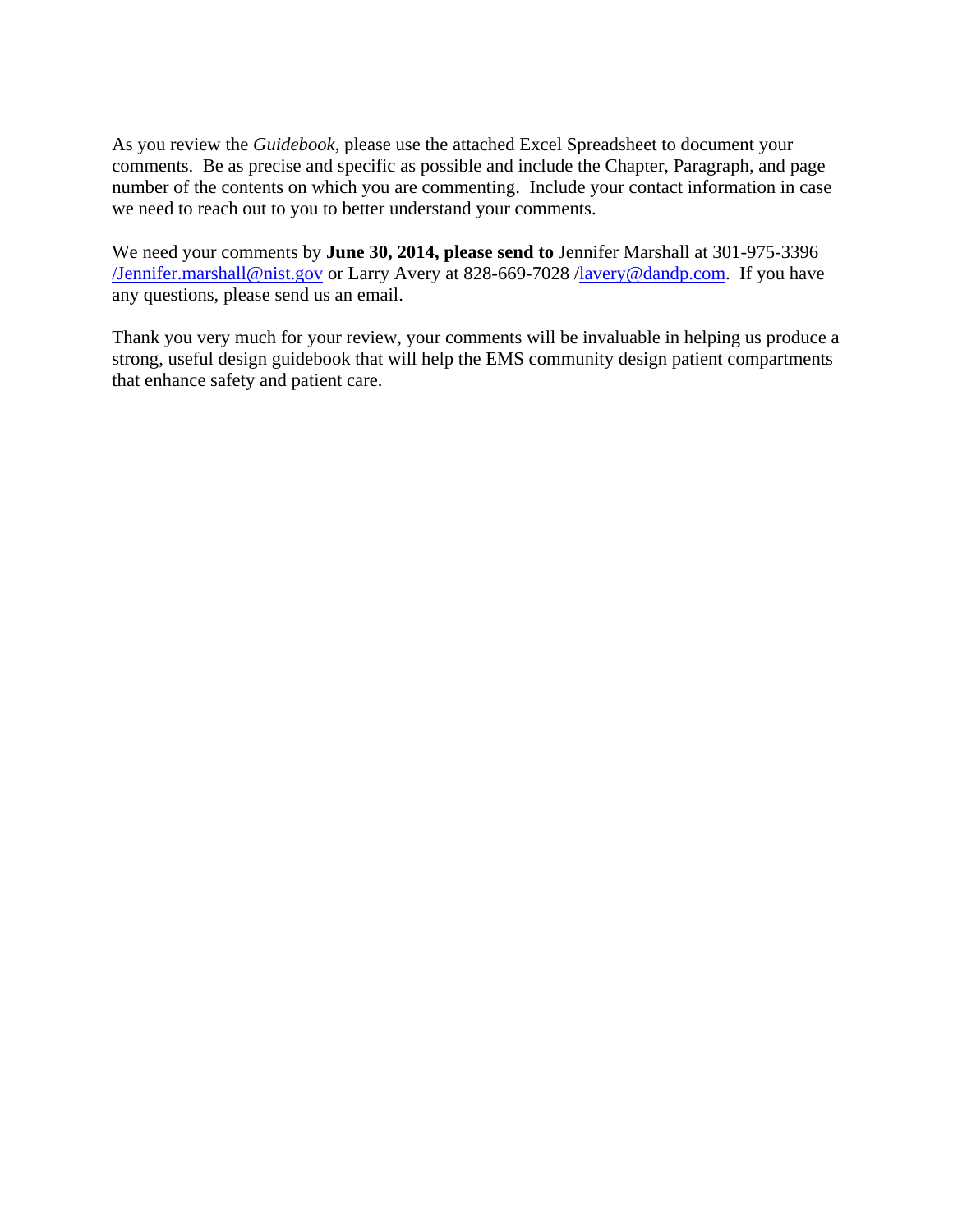As you review the *Guidebook*, please use the attached Excel Spreadsheet to document your comments. Be as precise and specific as possible and include the Chapter, Paragraph, and page number of the contents on which you are commenting. Include your contact information in case we need to reach out to you to better understand your comments.

We need your comments by **June 30, 2014, please send to** Jennifer Marshall at 301-975-3396 /Jennifer.marshall@nist.gov or Larry Avery at 828-669-7028 /lavery@dandp.com. If you have any questions, please send us an email.

Thank you very much for your review, your comments will be invaluable in helping us produce a strong, useful design guidebook that will help the EMS community design patient compartments that enhance safety and patient care.